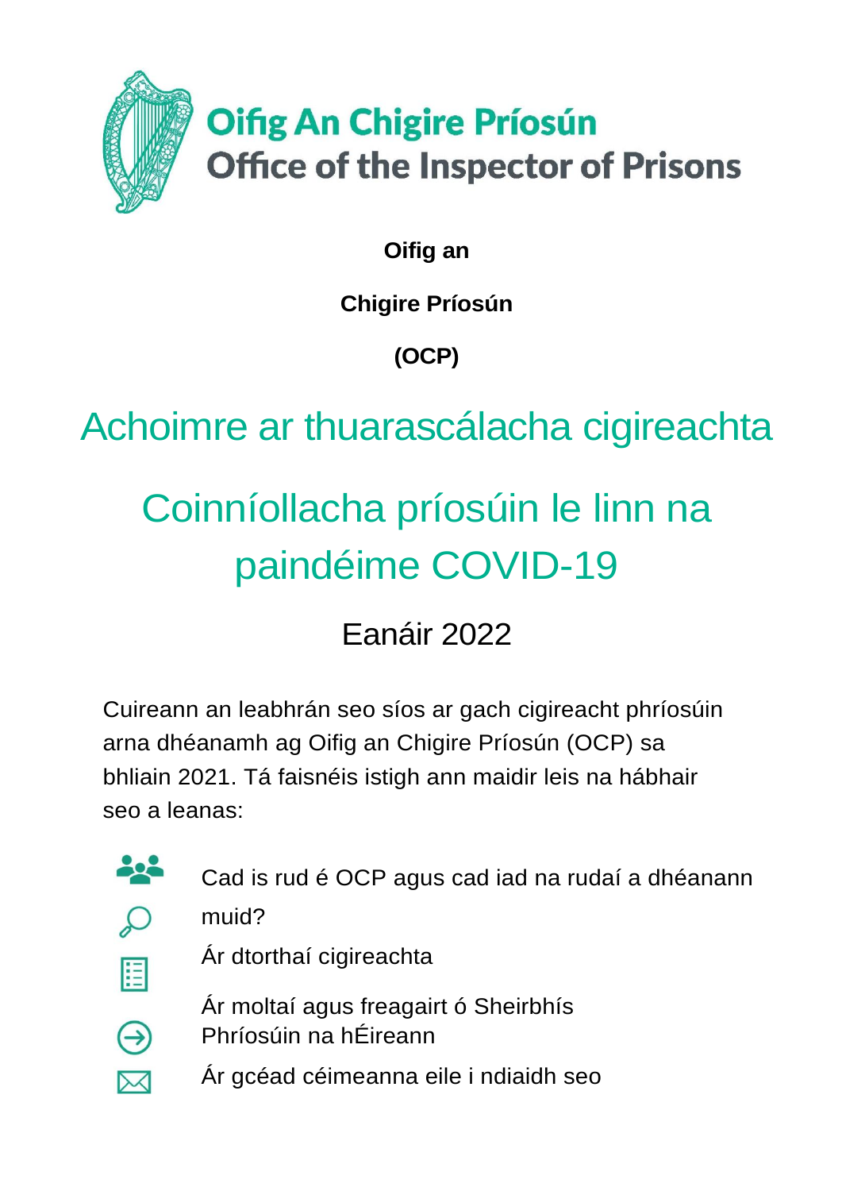Oifig An Chigire Príosún
Office of the Inspector of Prisons

**Oifig an**

**Chigire Príosún**

**(OCP)**

# Achoimre ar thuarascálacha cigireachta

# Coinníollacha príosúin le linn na paindéime COVID-19

## Eanáir 2022

Cuireann an leabhrán seo síos ar gach cigireacht phríosúin arna dhéanamh ag Oifig an Chigire Príosún (OCP) sa bhliain 2021. Tá faisnéis istigh ann maidir leis na hábhair seo a leanas:

- Cad is rud é OCP agus cad iad na rudaí a dhéanann muid?
- Ár dtorthaí cigireachta
- Ár moltaí agus freagairt ó Sheirbhís Phríosúin na hÉireann
- Ár gcéad céimeanna eile i ndiaidh seo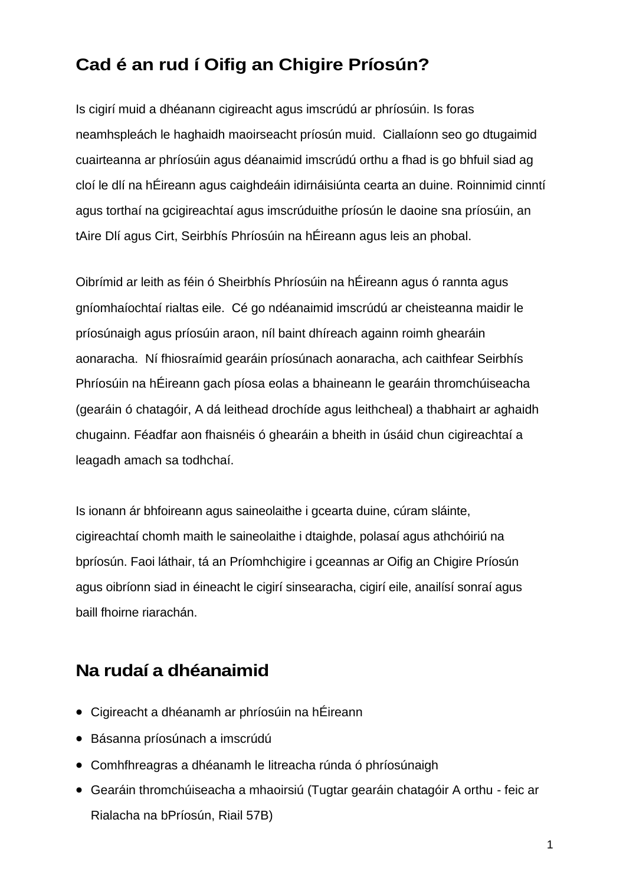## Cad é an rud í Oifig an Chigire Príosún?

Is cigirí muid a dhéanann cigireacht agus imscrúdú ar phríosúin. Is foras neamhspleách le haghaidh maoirseacht príosún muid.  Ciallaíonn seo go dtugaimid cuairteanna ar phríosúin agus déanaimid imscrúdú orthu a fhad is go bhfuil siad ag cloí le dlí na hÉireann agus caighdeáin idirnáisiúnta cearta an duine. Roinnimid cinntí agus torthaí na gcigireachtaí agus imscrúduithe príosún le daoine sna príosúin, an tAire Dlí agus Cirt, Seirbhís Phríosúin na hÉireann agus leis an phobal.

Oibrímid ar leith as féin ó Sheirbhís Phríosúin na hÉireann agus ó rannta agus gníomhaíochtaí rialtas eile.  Cé go ndéanaimid imscrúdú ar cheisteanna maidir le príosúnaigh agus príosúin araon, níl baint dhíreach againn roimh ghearáin aonaracha.  Ní fhiosraímid gearáin príosúnach aonaracha, ach caithfear Seirbhís Phríosúin na hÉireann gach píosa eolas a bhaineann le gearáin thromchúiseacha (gearáin ó chatagóir, A dá leithead drochíde agus leithcheal) a thabhairt ar aghaidh chugainn. Féadfar aon fhaisnéis ó ghearáin a bheith in úsáid chun cigireachtaí a leagadh amach sa todhchaí.

Is ionann ár bhfoireann agus saineolaithe i gcearta duine, cúram sláinte, cigireachtaí chomh maith le saineolaithe i dtaighde, polasaí agus athchóiriú na bpríosún. Faoi láthair, tá an Príomhchigire i gceannas ar Oifig an Chigire Príosún agus oibríonn siad in éineacht le cigirí sinsearacha, cigirí eile, anailísí sonraí agus baill fhoirne riarachán.

## Na rudaí a dhéanaimid

- Cigireacht a dhéanamh ar phríosúin na hÉireann
- Básanna príosúnach a imscrúdú
- Comhfhreagras a dhéanamh le litreacha rúnda ó phríosúnaigh
- Gearáin thromchúiseacha a mhaoirsiú (Tugtar gearáin chatagóir A orthu - feic ar Rialacha na bPríosún, Riail 57B)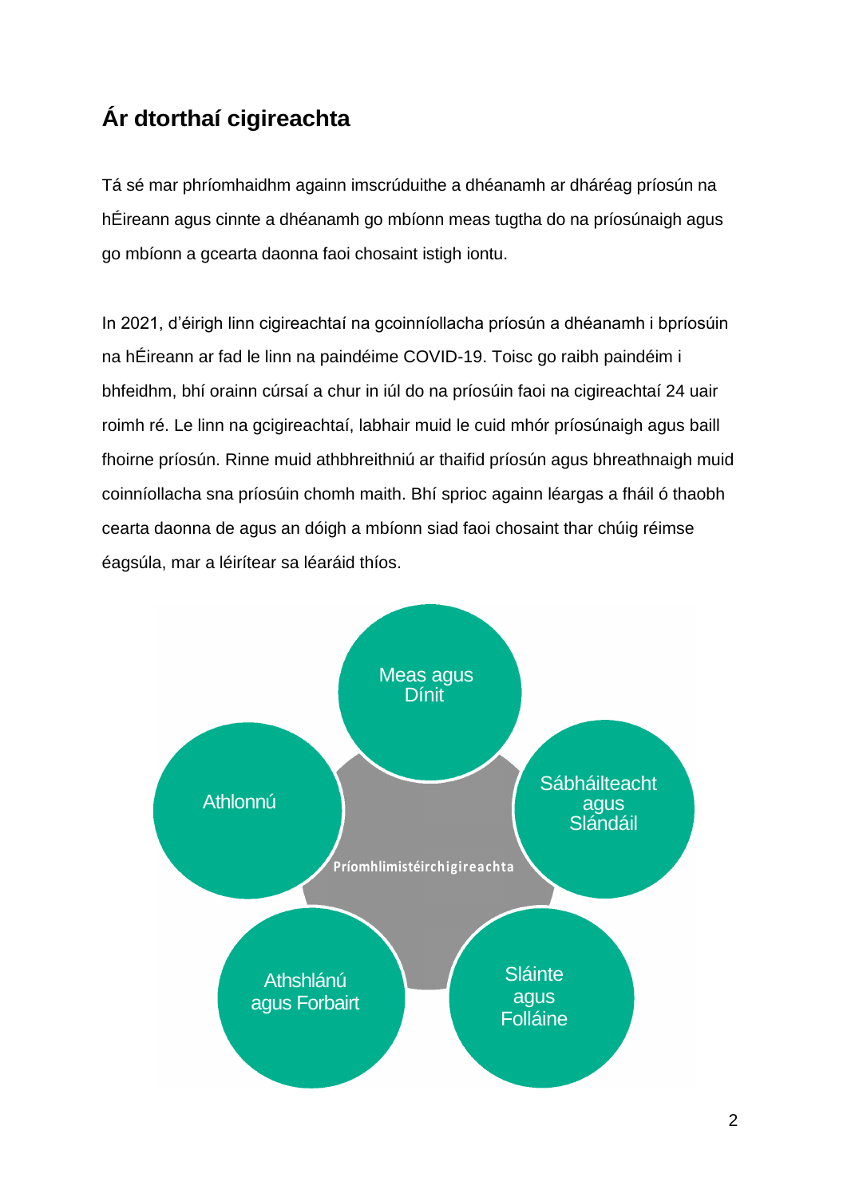## Ár dtorthaí cigireachta

Tá sé mar phríomhaidhm againn imscrúduithe a dhéanamh ar dháréag príosún na hÉireann agus cinnte a dhéanamh go mbíonn meas tugtha do na príosúnaigh agus go mbíonn a gcearta daonna faoi chosaint istigh iontu.

In 2021, d'éirigh linn cigireachtaí na gcoinníollacha príosún a dhéanamh i bpríosúin na hÉireann ar fad le linn na paindéime COVID-19. Toisc go raibh paindéim i bhfeidhm, bhí orainn cúrsaí a chur in iúl do na príosúin faoi na cigireachtaí 24 uair roimh ré. Le linn na gcigireachtaí, labhair muid le cuid mhór príosúnaigh agus baill fhoirne príosún. Rinne muid athbhreithniú ar thaifid príosún agus bhreathnaigh muid coinníollacha sna príosúin chomh maith. Bhí sprioc againn léargas a fháil ó thaobh cearta daonna de agus an dóigh a mbíonn siad faoi chosaint thar chúig réimse éagsúla, mar a léirítear sa léaráid thíos.

Príomhlimistéirchigireachta

- Meas agus Dínit
- Sábháilteacht agus Slándáil
- Sláinte agus Folláine
- Athshlánú agus Forbairt
- Athlonnú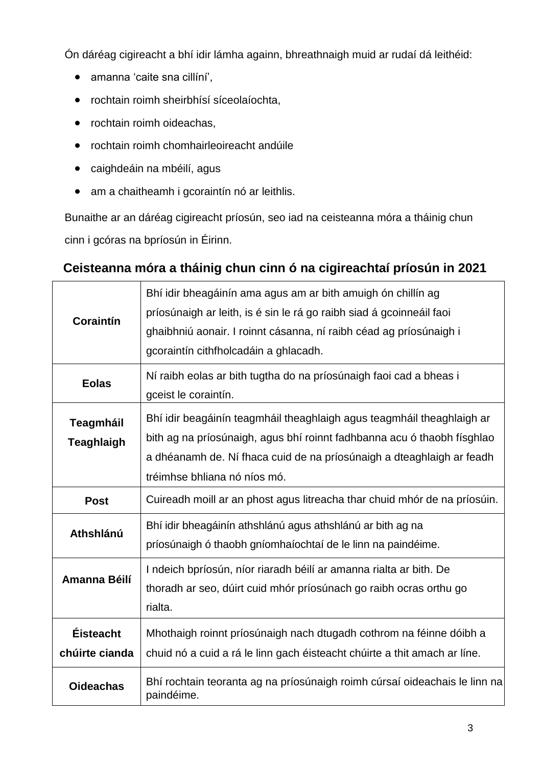Ón dáréag cigireacht a bhí idir lámha againn, bhreathnaigh muid ar rudaí dá leithéid:

- amanna 'caite sna cillíní',
- rochtain roimh sheirbhísí síceolaíochta,
- rochtain roimh oideachas,
- rochtain roimh chomhairleoireacht andúile
- caighdeáin na mbéilí, agus
- am a chaitheamh i gcoraintín nó ar leithlis.

Bunaithe ar an dáréag cigireacht príosún, seo iad na ceisteanna móra a tháinig chun cinn i gcóras na bpríosún in Éirinn.

**Ceisteanna móra a tháinig chun cinn ó na cigireachtaí príosún in 2021**

| | |
|---|---|
| **Coraintín** | Bhí idir bheagáinín ama agus am ar bith amuigh ón chillín ag príosúnaigh ar leith, is é sin le rá go raibh siad á gcoinneáil faoi ghaibhniú aonair. I roinnt cásanna, ní raibh céad ag príosúnaigh i gcoraintín cithfholcadáin a ghlacadh. |
| **Eolas** | Ní raibh eolas ar bith tugtha do na príosúnaigh faoi cad a bheas i gceist le coraintín. |
| **Teagmháil Teaghlaigh** | Bhí idir beagáinín teagmháil theaghlaigh agus teagmháil theaghlaigh ar bith ag na príosúnaigh, agus bhí roinnt fadhbanna acu ó thaobh físghlao a dhéanamh de. Ní fhaca cuid de na príosúnaigh a dteaghlaigh ar feadh tréimhse bhliana nó níos mó. |
| **Post** | Cuireadh moill ar an phost agus litreacha thar chuid mhór de na príosúin. |
| **Athshlánú** | Bhí idir bheagáinín athshlánú agus athshlánú ar bith ag na príosúnaigh ó thaobh gníomhaíochtaí de le linn na paindéime. |
| **Amanna Béilí** | I ndeich bpríosún, níor riaradh béilí ar amanna rialta ar bith. De thoradh ar seo, dúirt cuid mhór príosúnach go raibh ocras orthu go rialta. |
| **Éisteacht chúirte cianda** | Mhothaigh roinnt príosúnaigh nach dtugadh cothrom na féinne dóibh a chuid nó a cuid a rá le linn gach éisteacht chúirte a thit amach ar líne. |
| **Oideachas** | Bhí rochtain teoranta ag na príosúnaigh roimh cúrsaí oideachais le linn na paindéime. |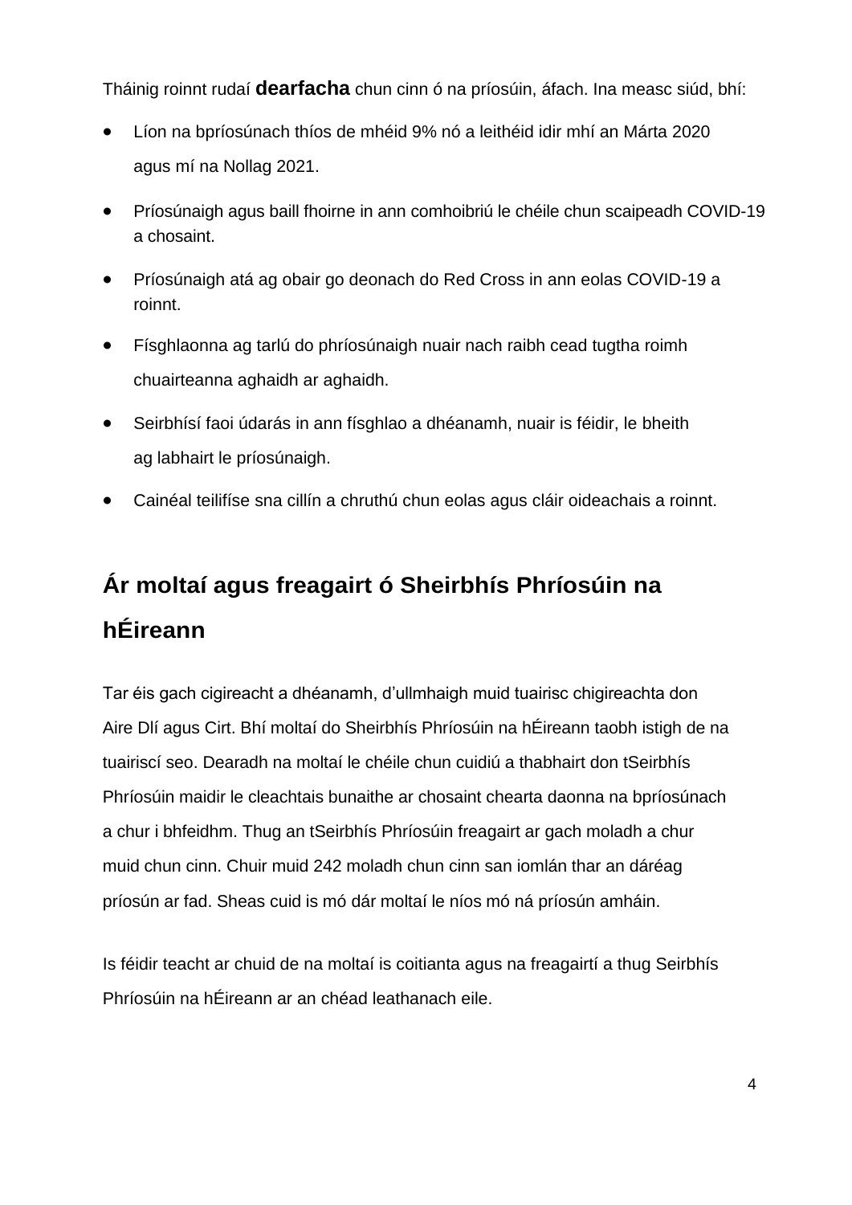Tháinig roinnt rudaí **dearfacha** chun cinn ó na príosúin, áfach. Ina measc siúd, bhí:

- Líon na bpríosúnach thíos de mhéid 9% nó a leithéid idir mhí an Márta 2020 agus mí na Nollag 2021.
- Príosúnaigh agus baill fhoirne in ann comhoibriú le chéile chun scaipeadh COVID-19 a chosaint.
- Príosúnaigh atá ag obair go deonach do Red Cross in ann eolas COVID-19 a roinnt.
- Físghlaonna ag tarlú do phríosúnaigh nuair nach raibh cead tugtha roimh chuairteanna aghaidh ar aghaidh.
- Seirbhísí faoi údarás in ann físghlao a dhéanamh, nuair is féidir, le bheith ag labhairt le príosúnaigh.
- Cainéal teilifíse sna cillín a chruthú chun eolas agus cláir oideachais a roinnt.

## Ár moltaí agus freagairt ó Sheirbhís Phríosúin na hÉireann

Tar éis gach cigireacht a dhéanamh, d'ullmhaigh muid tuairisc chigireachta don Aire Dlí agus Cirt. Bhí moltaí do Sheirbhís Phríosúin na hÉireann taobh istigh de na tuairiscí seo. Dearadh na moltaí le chéile chun cuidiú a thabhairt don tSeirbhís Phríosúin maidir le cleachtais bunaithe ar chosaint chearta daonna na bpríosúnach a chur i bhfeidhm. Thug an tSeirbhís Phríosúin freagairt ar gach moladh a chur muid chun cinn. Chuir muid 242 moladh chun cinn san iomlán thar an dáréag príosún ar fad. Sheas cuid is mó dár moltaí le níos mó ná príosún amháin.

Is féidir teacht ar chuid de na moltaí is coitianta agus na freagairtí a thug Seirbhís Phríosúin na hÉireann ar an chéad leathanach eile.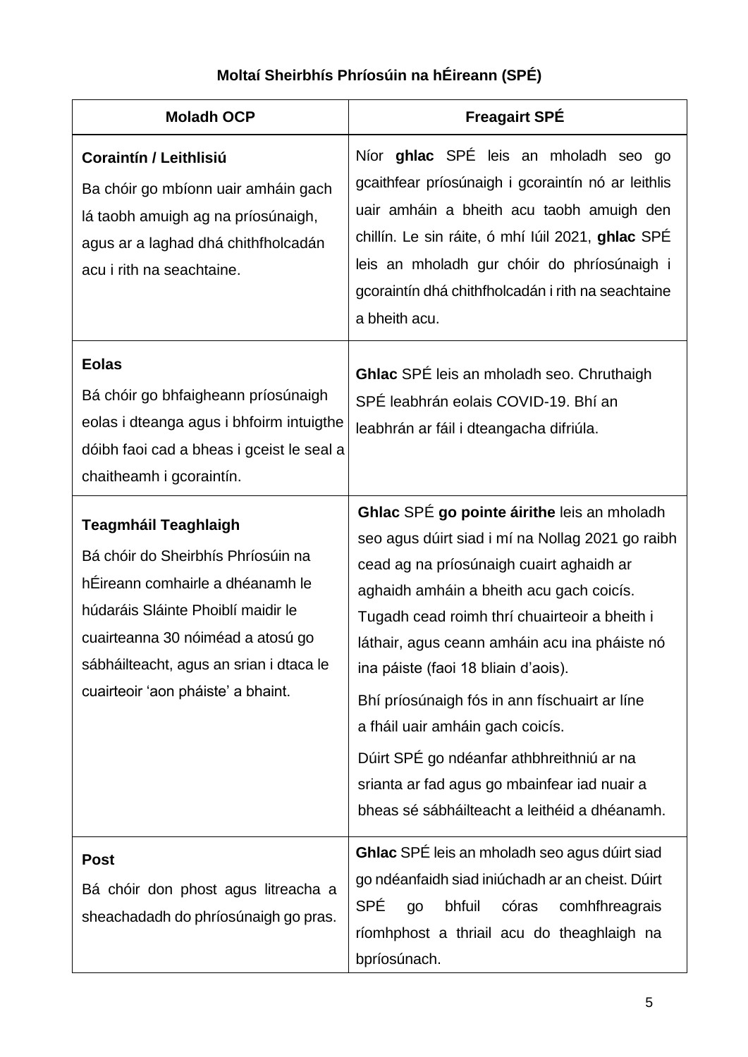**Moltaí Sheirbhís Phríosúin na hÉireann (SPÉ)**

| Moladh OCP | Freagairt SPÉ |
|---|---|
| **Coraintín / Leithlisiú**<br>Ba chóir go mbíonn uair amháin gach lá taobh amuigh ag na príosúnaigh, agus ar a laghad dhá chithfholcadán acu i rith na seachtaine. | Níor **ghlac** SPÉ leis an mholadh seo go gcaithfear príosúnaigh i gcoraintín nó ar leithlis uair amháin a bheith acu taobh amuigh den chillín. Le sin ráite, ó mhí Iúil 2021, **ghlac** SPÉ leis an moladh gur chóir do phríosúnaigh i gcoraintín dhá chithfholcadán i rith na seachtaine a bheith acu. |
| **Eolas**<br>Bá chóir go bhfaigheann príosúnaigh eolas i dteanga agus i bhfoirm intuigthe dóibh faoi cad a bheas i gceist le seal a chaitheamh i gcoraintín. | **Ghlac** SPÉ leis an mholadh seo. Chruthaigh SPÉ leabhrán eolais COVID-19. Bhí an leabhrán ar fáil i dteangacha difriúla. |
| **Teagmháil Teaghlaigh**<br>Bá chóir do Sheirbhís Phríosúin na hÉireann comhairle a dhéanamh le húdaráis Sláinte Phoiblí maidir le cuairteanna 30 nóiméad a atosú go sábháilteacht, agus an srian i dtaca le cuairteoir 'aon pháiste' a bhaint. | **Ghlac** SPÉ **go pointe áirithe** leis an mholadh seo agus dúirt siad i mí na Nollag 2021 go raibh cead ag na príosúnaigh cuairt aghaidh ar aghaidh amháin a bheith acu gach coicís. Tugadh cead roimh thrí chuairteoir a bheith i láthair, agus ceann amháin acu ina pháiste nó ina páiste (faoi 18 bliain d'aois).<br><br>Bhí príosúnaigh fós in ann físchuairt ar líne a fháil uair amháin gach coicís.<br><br>Dúirt SPÉ go ndéanfar athbhreithniú ar na srianta ar fad agus go mbainfear iad nuair a bheas sé sábháilteacht a leithéid a dhéanamh. |
| **Post**<br>Bá chóir don phost agus litreacha a sheachadadh do phríosúnaigh go pras. | **Ghlac** SPÉ leis an mholadh seo agus dúirt siad go ndéanfaidh siad iniúchadh ar an cheist. Dúirt SPÉ go bhfuil córas comhfhreagrais ríomhphost a thriail acu do theaghlaigh na bpríosúnach. |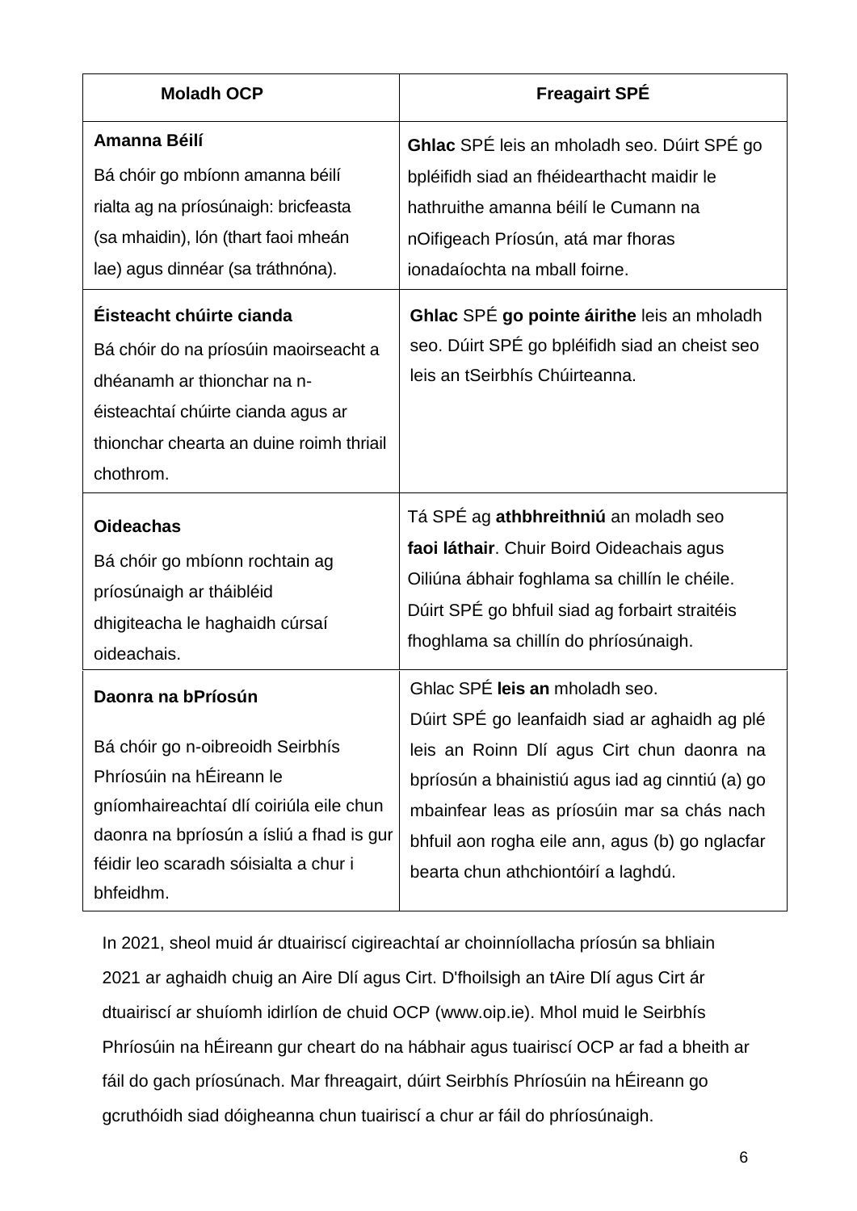| Moladh OCP | Freagairt SPÉ |
|---|---|
| **Amanna Béilí**<br>Bá chóir go mbíonn amanna béilí rialta ag na príosúnaigh: bricfeasta (sa mhaidin), lón (thart faoi mheán lae) agus dinnéar (sa tráthnóna). | **Ghlac** SPÉ leis an mholadh seo. Dúirt SPÉ go bpléifidh siad an fhéidearthacht maidir le hathruithe amanna béilí le Cumann na nOifigeach Príosún, atá mar fhoras ionadaíochta na mball foirne. |
| **Éisteacht chúirte cianda**<br>Bá chóir do na príosúin maoirseacht a dhéanamh ar thionchar na n-éisteachtaí chúirte cianda agus ar thionchar chearta an duine roimh thriail chothrom. | **Ghlac** SPÉ **go pointe áirithe** leis an mholadh seo. Dúirt SPÉ go bpléifidh siad an cheist seo leis an tSeirbhís Chúirteanna. |
| **Oideachas**<br>Bá chóir go mbíonn rochtain ag príosúnaigh ar tháibléid dhigiteacha le haghaidh cúrsaí oideachais. | Tá SPÉ ag **athbhreithniú** an moladh seo **faoi láthair**. Chuir Boird Oideachais agus Oiliúna ábhair foghlama sa chillín le chéile. Dúirt SPÉ go bhfuil siad ag forbairt straitéis fhoghlama sa chillín do phríosúnaigh. |
| **Daonra na bPríosún**<br><br>Bá chóir go n-oibreoidh Seirbhís Phríosúin na hÉireann le gníomhaireachtaí dlí coiriúla eile chun daonra na bpríosún a ísliú a fhad is gur féidir leo scaradh sóisialta a chur i bhfeidhm. | Ghlac SPÉ **leis an** mholadh seo.<br>Dúirt SPÉ go leanfaidh siad ar aghaidh ag plé leis an Roinn Dlí agus Cirt chun daonra na bpríosún a bhainistiú agus iad ag cinntiú (a) go mbainfear leas as príosúin mar sa chás nach bhfuil aon rogha eile ann, agus (b) go nglacfar bearta chun athchiontóirí a laghdú. |

In 2021, sheol muid ár dtuairiscí cigireachtaí ar choinníollacha príosún sa bhliain 2021 ar aghaidh chuig an Aire Dlí agus Cirt. D'fhoilsigh an tAire Dlí agus Cirt ár dtuairiscí ar shuíomh idirlíon de chuid OCP (www.oip.ie). Mhol muid le Seirbhís Phríosúin na hÉireann gur cheart do na hábhair agus tuairiscí OCP ar fad a bheith ar fáil do gach príosúnach. Mar fhreagairt, dúirt Seirbhís Phríosúin na hÉireann go gcruthóidh siad dóigheanna chun tuairiscí a chur ar fáil do phríosúnaigh.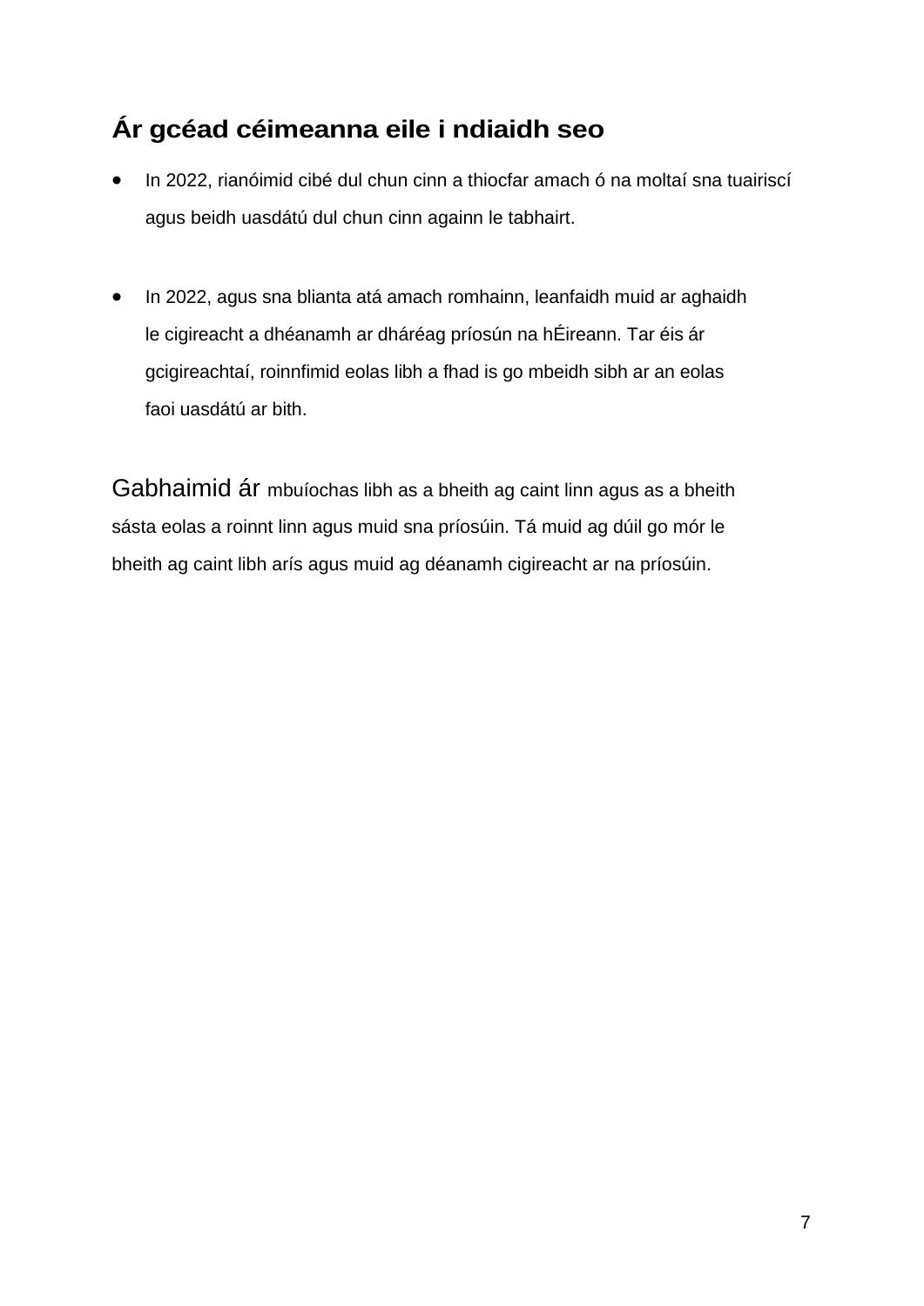## Ár gcéad céimeanna eile i ndiaidh seo

- In 2022, rianóimid cibé dul chun cinn a thiocfar amach ó na moltaí sna tuairiscí agus beidh uasdátú dul chun cinn againn le tabhairt.

- In 2022, agus sna blianta atá amach romhainn, leanfaidh muid ar aghaidh le cigireacht a dhéanamh ar dháréag príosún na hÉireann. Tar éis ár gcigireachtaí, roinnfimid eolas libh a fhad is go mbeidh sibh ar an eolas faoi uasdátú ar bith.

Gabhaimid ár mbuíochas libh as a bheith ag caint linn agus as a bheith sásta eolas a roinnt linn agus muid sna príosúin. Tá muid ag dúil go mór le bheith ag caint libh arís agus muid ag déanamh cigireacht ar na príosúin.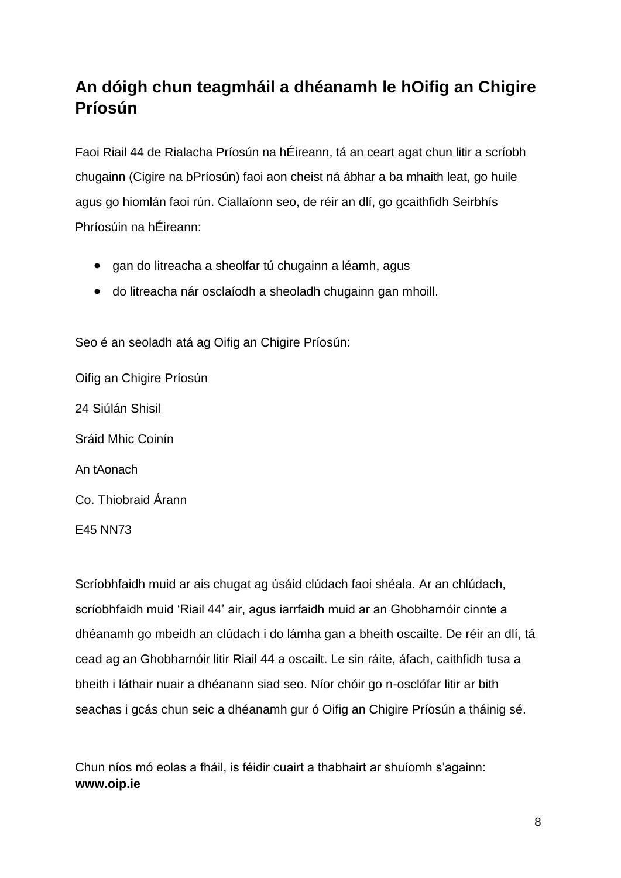## An dóigh chun teagmháil a dhéanamh le hOifig an Chigire Príosún

Faoi Riail 44 de Rialacha Príosún na hÉireann, tá an ceart agat chun litir a scríobh chugainn (Cigire na bPríosún) faoi aon cheist ná ábhar a ba mhaith leat, go huile agus go hiomlán faoi rún. Ciallaíonn seo, de réir an dlí, go gcaithfidh Seirbhís Phríosúin na hÉireann:

- gan do litreacha a sheolfar tú chugainn a léamh, agus
- do litreacha nár osclaíodh a sheoladh chugainn gan mhoill.

Seo é an seoladh atá ag Oifig an Chigire Príosún:

Oifig an Chigire Príosún

24 Siúlán Shisil

Sráid Mhic Coinín

An tAonach

Co. Thiobraid Árann

E45 NN73

Scríobhfaidh muid ar ais chugat ag úsáid clúdach faoi shéala. Ar an chlúdach, scríobhfaidh muid 'Riail 44' air, agus iarrfaidh muid ar an Ghobharnóir cinnte a dhéanamh go mbeidh an clúdach i do lámha gan a bheith oscailte. De réir an dlí, tá cead ag an Ghobharnóir litir Riail 44 a oscailt. Le sin ráite, áfach, caithfidh tusa a bheith i láthair nuair a dhéanann siad seo. Níor chóir go n-osclófar litir ar bith seachas i gcás chun seic a dhéanamh gur ó Oifig an Chigire Príosún a tháinig sé.

Chun níos mó eolas a fháil, is féidir cuairt a thabhairt ar shuíomh s'againn: **www.oip.ie**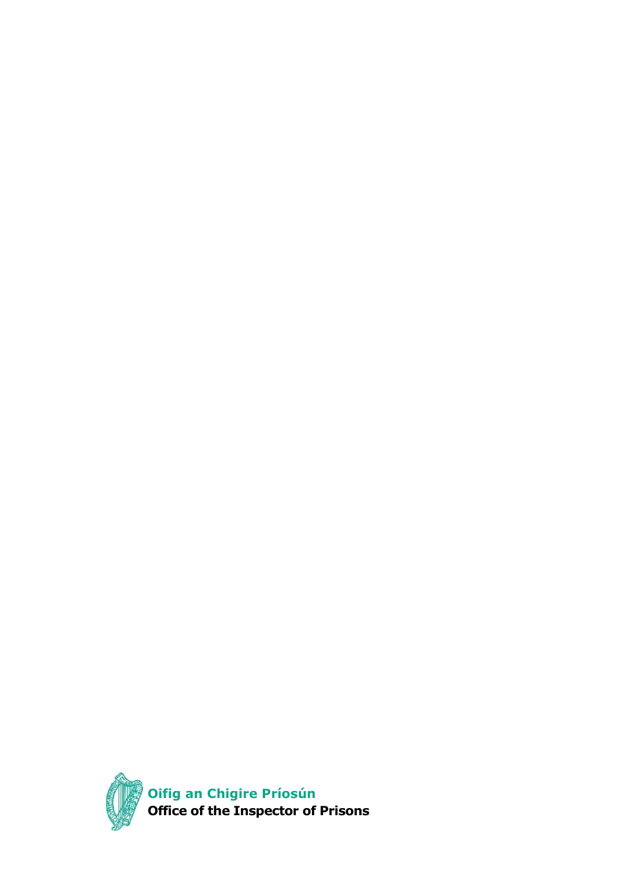**Oifig an Chigire Príosún**

**Office of the Inspector of Prisons**